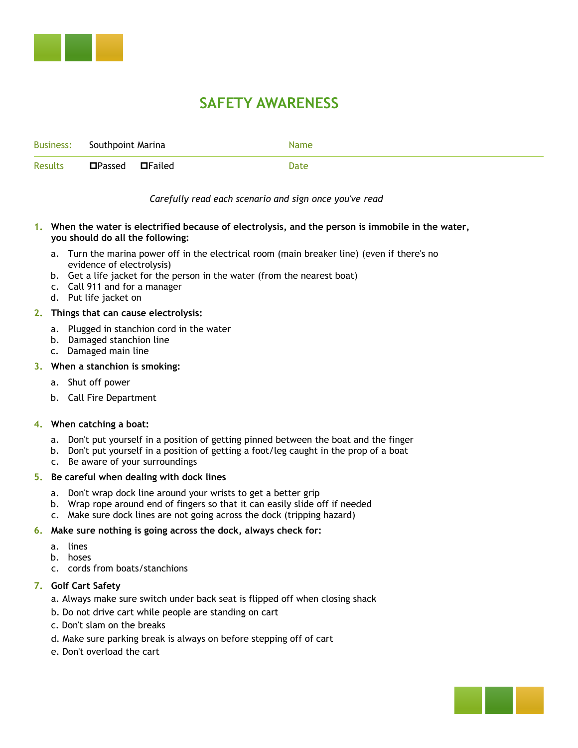# SAFETY AWARENESS

| Business: | Southpoint Marina | Name | |
|---|---|---|---|
| Results | ☐Passed ☐Failed | Date | |

*Carefully read each scenario and sign once you've read*

1. **When the water is electrified because of electrolysis, and the person is immobile in the water, you should do all the following:**
    a. Turn the marina power off in the electrical room (main breaker line) (even if there's no evidence of electrolysis)
    b. Get a life jacket for the person in the water (from the nearest boat)
    c. Call 911 and for a manager
    d. Put life jacket on
2. **Things that can cause electrolysis:**
    a. Plugged in stanchion cord in the water
    b. Damaged stanchion line
    c. Damaged main line
3. **When a stanchion is smoking:**
    a. Shut off power
    b. Call Fire Department
4. **When catching a boat:**
    a. Don't put yourself in a position of getting pinned between the boat and the finger
    b. Don't put yourself in a position of getting a foot/leg caught in the prop of a boat
    c. Be aware of your surroundings
5. **Be careful when dealing with dock lines**
    a. Don't wrap dock line around your wrists to get a better grip
    b. Wrap rope around end of fingers so that it can easily slide off if needed
    c. Make sure dock lines are not going across the dock (tripping hazard)
6. **Make sure nothing is going across the dock, always check for:**
    a. lines
    b. hoses
    c. cords from boats/stanchions
7. **Golf Cart Safety**
    a. Always make sure switch under back seat is flipped off when closing shack
    b. Do not drive cart while people are standing on cart
    c. Don't slam on the breaks
    d. Make sure parking break is always on before stepping off of cart
    e. Don't overload the cart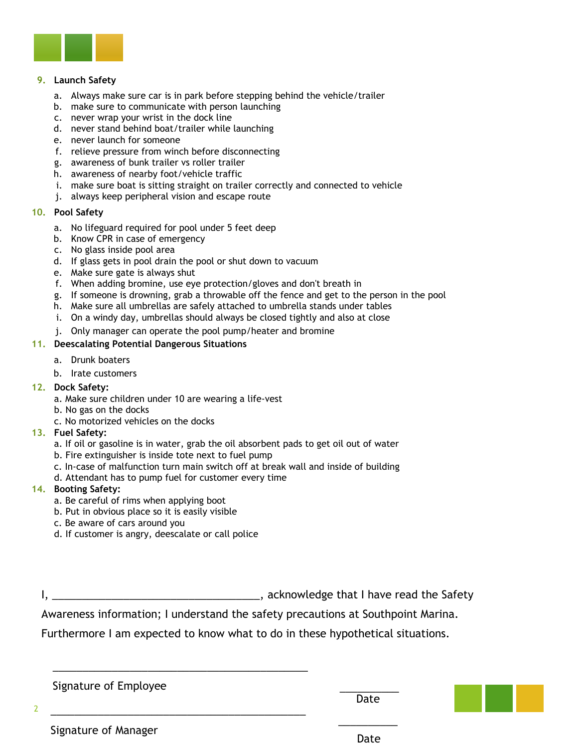9. **Launch Safety**
    a. Always make sure car is in park before stepping behind the vehicle/trailer
    b. make sure to communicate with person launching
    c. never wrap your wrist in the dock line
    d. never stand behind boat/trailer while launching
    e. never launch for someone
    f. relieve pressure from winch before disconnecting
    g. awareness of bunk trailer vs roller trailer
    h. awareness of nearby foot/vehicle traffic
    i. make sure boat is sitting straight on trailer correctly and connected to vehicle
    j. always keep peripheral vision and escape route

10. **Pool Safety**
    a. No lifeguard required for pool under 5 feet deep
    b. Know CPR in case of emergency
    c. No glass inside pool area
    d. If glass gets in pool drain the pool or shut down to vacuum
    e. Make sure gate is always shut
    f. When adding bromine, use eye protection/gloves and don't breath in
    g. If someone is drowning, grab a throwable off the fence and get to the person in the pool
    h. Make sure all umbrellas are safely attached to umbrella stands under tables
    i. On a windy day, umbrellas should always be closed tightly and also at close
    j. Only manager can operate the pool pump/heater and bromine

11. **Deescalating Potential Dangerous Situations**
    a. Drunk boaters
    b. Irate customers

12. **Dock Safety:**
    a. Make sure children under 10 are wearing a life-vest
    b. No gas on the docks
    c. No motorized vehicles on the docks

13. **Fuel Safety:**
    a. If oil or gasoline is in water, grab the oil absorbent pads to get oil out of water
    b. Fire extinguisher is inside tote next to fuel pump
    c. In-case of malfunction turn main switch off at break wall and inside of building
    d. Attendant has to pump fuel for customer every time

14. **Booting Safety:**
    a. Be careful of rims when applying boot
    b. Put in obvious place so it is easily visible
    c. Be aware of cars around you
    d. If customer is angry, deescalate or call police

I, ___________________________________, acknowledge that I have read the Safety Awareness information; I understand the safety precautions at Southpoint Marina. Furthermore I am expected to know what to do in these hypothetical situations.

_____________________________________________

Signature of Employee

__________

Date

_____________________________________________

Signature of Manager

__________

Date